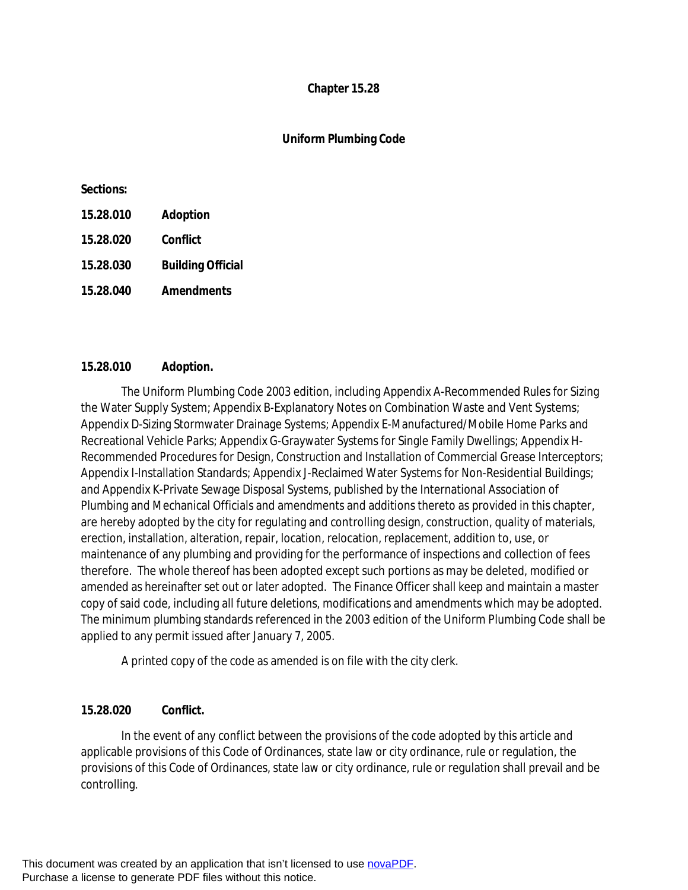# Chapter 15.28

## Uniform Plumbing Code

**Sections:**

**15.28.010 Adoption**

**15.28.020 Conflict**

**15.28.030 Building Official**

**15.28.040 Amendments**

### 15.28.010 Adoption.

The Uniform Plumbing Code 2003 edition, including Appendix A-Recommended Rules for Sizing the Water Supply System; Appendix B-Explanatory Notes on Combination Waste and Vent Systems; Appendix D-Sizing Stormwater Drainage Systems; Appendix E-Manufactured/Mobile Home Parks and Recreational Vehicle Parks; Appendix G-Graywater Systems for Single Family Dwellings; Appendix H-Recommended Procedures for Design, Construction and Installation of Commercial Grease Interceptors; Appendix I-Installation Standards; Appendix J-Reclaimed Water Systems for Non-Residential Buildings; and Appendix K-Private Sewage Disposal Systems, published by the International Association of Plumbing and Mechanical Officials and amendments and additions thereto as provided in this chapter, are hereby adopted by the city for regulating and controlling design, construction, quality of materials, erection, installation, alteration, repair, location, relocation, replacement, addition to, use, or maintenance of any plumbing and providing for the performance of inspections and collection of fees therefore. The whole thereof has been adopted except such portions as may be deleted, modified or amended as hereinafter set out or later adopted. The Finance Officer shall keep and maintain a master copy of said code, including all future deletions, modifications and amendments which may be adopted. The minimum plumbing standards referenced in the 2003 edition of the Uniform Plumbing Code shall be applied to any permit issued after January 7, 2005.

A printed copy of the code as amended is on file with the city clerk.

### 15.28.020 Conflict.

In the event of any conflict between the provisions of the code adopted by this article and applicable provisions of this Code of Ordinances, state law or city ordinance, rule or regulation, the provisions of this Code of Ordinances, state law or city ordinance, rule or regulation shall prevail and be controlling.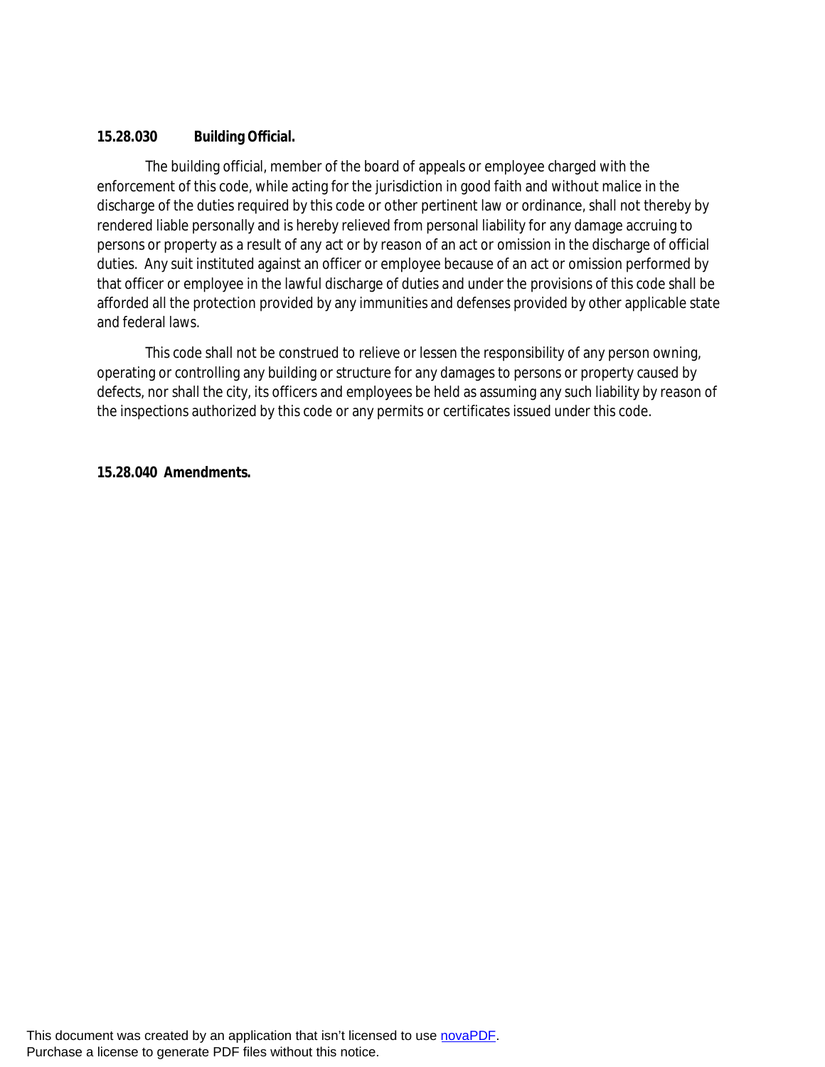**15.28.030 Building Official.**

The building official, member of the board of appeals or employee charged with the enforcement of this code, while acting for the jurisdiction in good faith and without malice in the discharge of the duties required by this code or other pertinent law or ordinance, shall not thereby by rendered liable personally and is hereby relieved from personal liability for any damage accruing to persons or property as a result of any act or by reason of an act or omission in the discharge of official duties. Any suit instituted against an officer or employee because of an act or omission performed by that officer or employee in the lawful discharge of duties and under the provisions of this code shall be afforded all the protection provided by any immunities and defenses provided by other applicable state and federal laws.

This code shall not be construed to relieve or lessen the responsibility of any person owning, operating or controlling any building or structure for any damages to persons or property caused by defects, nor shall the city, its officers and employees be held as assuming any such liability by reason of the inspections authorized by this code or any permits or certificates issued under this code.

**15.28.040 Amendments.**

This document was created by an application that isn't licensed to use novaPDF.
Purchase a license to generate PDF files without this notice.